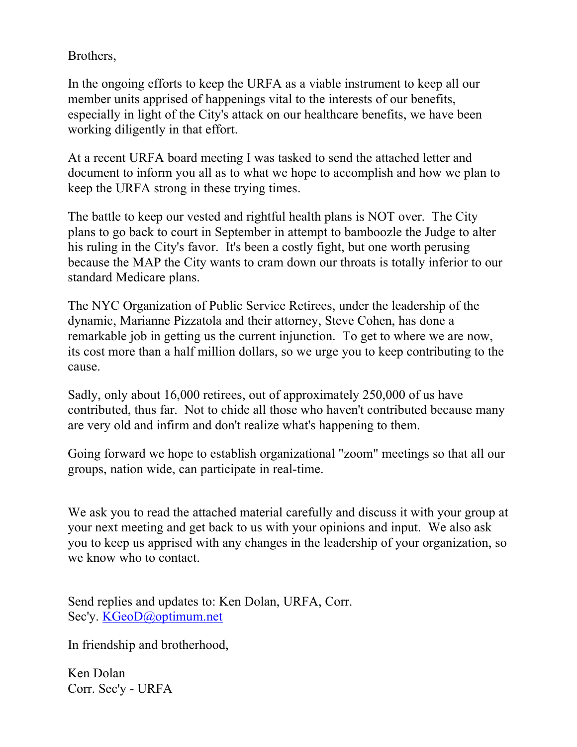Brothers,

In the ongoing efforts to keep the URFA as a viable instrument to keep all our member units apprised of happenings vital to the interests of our benefits, especially in light of the City's attack on our healthcare benefits, we have been working diligently in that effort.

At a recent URFA board meeting I was tasked to send the attached letter and document to inform you all as to what we hope to accomplish and how we plan to keep the URFA strong in these trying times.

The battle to keep our vested and rightful health plans is NOT over. The City plans to go back to court in September in attempt to bamboozle the Judge to alter his ruling in the City's favor. It's been a costly fight, but one worth perusing because the MAP the City wants to cram down our throats is totally inferior to our standard Medicare plans.

The NYC Organization of Public Service Retirees, under the leadership of the dynamic, Marianne Pizzatola and their attorney, Steve Cohen, has done a remarkable job in getting us the current injunction. To get to where we are now, its cost more than a half million dollars, so we urge you to keep contributing to the cause.

Sadly, only about 16,000 retirees, out of approximately 250,000 of us have contributed, thus far. Not to chide all those who haven't contributed because many are very old and infirm and don't realize what's happening to them.

Going forward we hope to establish organizational "zoom" meetings so that all our groups, nation wide, can participate in real-time.

We ask you to read the attached material carefully and discuss it with your group at your next meeting and get back to us with your opinions and input. We also ask you to keep us apprised with any changes in the leadership of your organization, so we know who to contact.

Send replies and updates to: Ken Dolan, URFA, Corr. Sec'y. KGeoD@optimum.net

In friendship and brotherhood,

Ken Dolan
Corr. Sec'y - URFA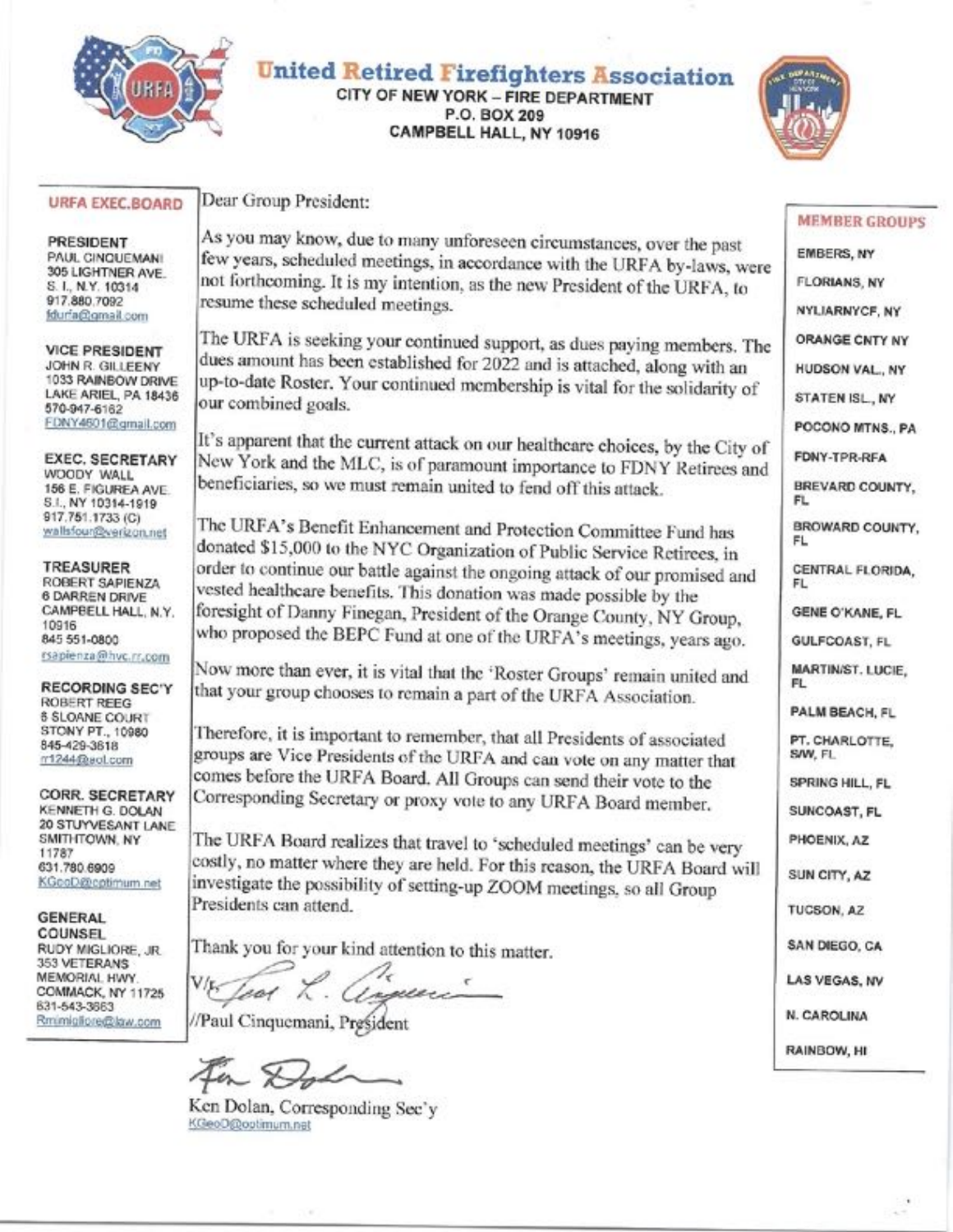# United Retired Firefighters Association

**CITY OF NEW YORK – FIRE DEPARTMENT**
**P.O. BOX 209**
**CAMPBELL HALL, NY 10916**

Dear Group President:

As you may know, due to many unforeseen circumstances, over the past few years, scheduled meetings, in accordance with the URFA by-laws, were not forthcoming. It is my intention, as the new President of the URFA, to resume these scheduled meetings.

The URFA is seeking your continued support, as dues paying members. The dues amount has been established for 2022 and is attached, along with an up-to-date Roster. Your continued membership is vital for the solidarity of our combined goals.

It's apparent that the current attack on our healthcare choices, by the City of New York and the MLC, is of paramount importance to FDNY Retirees and beneficiaries, so we must remain united to fend off this attack.

The URFA's Benefit Enhancement and Protection Committee Fund has donated $15,000 to the NYC Organization of Public Service Retirees, in order to continue our battle against the ongoing attack of our promised and vested healthcare benefits. This donation was made possible by the foresight of Danny Finegan, President of the Orange County, NY Group, who proposed the BEPC Fund at one of the URFA's meetings, years ago.

Now more than ever, it is vital that the 'Roster Groups' remain united and that your group chooses to remain a part of the URFA Association.

Therefore, it is important to remember, that all Presidents of associated groups are Vice Presidents of the URFA and can vote on any matter that comes before the URFA Board. All Groups can send their vote to the Corresponding Secretary or proxy vote to any URFA Board member.

The URFA Board realizes that travel to 'scheduled meetings' can be very costly, no matter where they are held. For this reason, the URFA Board will investigate the possibility of setting-up ZOOM meetings, so all Group Presidents can attend.

Thank you for your kind attention to this matter.

V/r

//Paul Cinquemani, President

Ken Dolan, Corresponding Sec'y
KGeoD@optimum.net

## URFA EXEC.BOARD

**PRESIDENT**
PAUL CINQUEMANI
305 LIGHTNER AVE.
S. I., N.Y. 10314
917.880.7092
fdurfa@gmail.com

**VICE PRESIDENT**
JOHN R. GILLEENY
1033 RAINBOW DRIVE
LAKE ARIEL, PA 18436
570-947-6162
FDNY4601@gmail.com

**EXEC. SECRETARY**
WOODY WALL
156 E. FIGUREA AVE.
S.I., NY 10314-1919
917.751.1733 (C)
wallsfour@verizon.net

**TREASURER**
ROBERT SAPIENZA
6 DARREN DRIVE
CAMPBELL HALL, N.Y. 10916
845 551-0800
rsapienza@hvc.rr.com

**RECORDING SEC'Y**
ROBERT REEG
5 SLOANE COURT
STONY PT., 10980
845-429-3618
rr1244@aol.com

**CORR. SECRETARY**
KENNETH G. DOLAN
20 STUYVESANT LANE
SMITHTOWN, NY 11787
631.780.6909
KGeoD@optimum.net

**GENERAL COUNSEL**
RUDY MIGLIORE, JR.
353 VETERANS MEMORIAL HWY.
COMMACK, NY 11725
631-543-3663
Rmimigliore@law.com

## MEMBER GROUPS

- EMBERS, NY
- FLORIANS, NY
- NYLIARNYCF, NY
- ORANGE CNTY NY
- HUDSON VAL., NY
- STATEN ISL., NY
- POCONO MTNS., PA
- FDNY-TPR-RFA
- BREVARD COUNTY, FL
- BROWARD COUNTY, FL
- CENTRAL FLORIDA, FL
- GENE O'KANE, FL
- GULFCOAST, FL
- MARTIN/ST. LUCIE, FL
- PALM BEACH, FL
- PT. CHARLOTTE, S/W, FL
- SPRING HILL, FL
- SUNCOAST, FL
- PHOENIX, AZ
- SUN CITY, AZ
- TUCSON, AZ
- SAN DIEGO, CA
- LAS VEGAS, NV
- N. CAROLINA
- RAINBOW, HI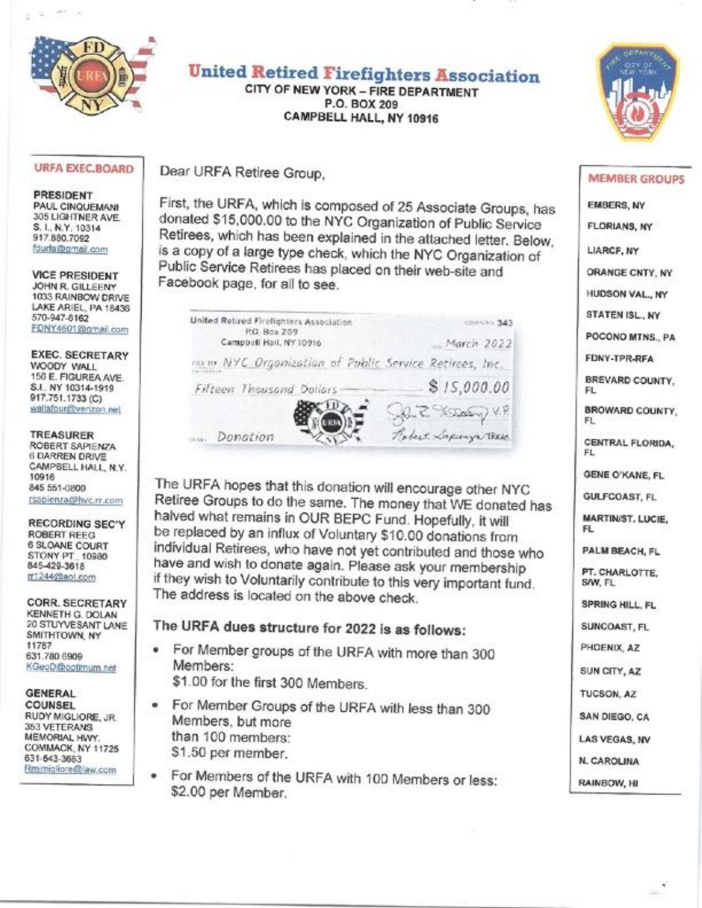# United Retired Firefighters Association

**CITY OF NEW YORK – FIRE DEPARTMENT**
**P.O. BOX 209**
**CAMPBELL HALL, NY 10916**

## URFA EXEC. BOARD

**PRESIDENT**
PAUL CINQUEMANI
305 LIGHTNER AVE.
S. I., N.Y. 10314
917.880.7092
fdurfa@gmail.com

**VICE PRESIDENT**
JOHN R. GILLEENY
1033 RAINBOW DRIVE
LAKE ARIEL, PA 18436
570-947-6162
FDNY4601@gmail.com

**EXEC. SECRETARY**
WOODY WALL
156 E. FIGUREA AVE.
S.I., NY 10314-1919
917.751.1733 (C)
wallafour@verizon.net

**TREASURER**
ROBERT SAPIENZA
6 DARREN DRIVE
CAMPBELL HALL, N.Y. 10916
845 551-0800
rsapienza@hvc.rr.com

**RECORDING SEC'Y**
ROBERT REEG
6 SLOANE COURT
STONY PT., 10980
845-429-3618
rr1244@aol.com

**CORR. SECRETARY**
KENNETH G. DOLAN
20 STUYVESANT LANE
SMITHTOWN, NY 11787
631.780.6909
KGeoD@optimum.net

**GENERAL COUNSEL**
RUDY MIGLIORE, JR.
353 VETERANS MEMORIAL HWY.
COMMACK, NY 11725
631-543-3663
Rmimigliore@law.com

## MEMBER GROUPS

- EMBERS, NY
- FLORIANS, NY
- LIARCF, NY
- ORANGE CNTY, NY
- HUDSON VAL., NY
- STATEN ISL., NY
- POCONO MTNS., PA
- FDNY-TPR-RFA
- BREVARD COUNTY, FL
- BROWARD COUNTY, FL
- CENTRAL FLORIDA, FL
- GENE O'KANE, FL
- GULFCOAST, FL
- MARTIN/ST. LUCIE, FL
- PALM BEACH, FL
- PT. CHARLOTTE, S/W, FL
- SPRING HILL, FL
- SUNCOAST, FL
- PHOENIX, AZ
- SUN CITY, AZ
- TUCSON, AZ
- SAN DIEGO, CA
- LAS VEGAS, NV
- N. CAROLINA
- RAINBOW, HI

---

Dear URFA Retiree Group,

First, the URFA, which is composed of 25 Associate Groups, has donated $15,000.00 to the NYC Organization of Public Service Retirees, which has been explained in the attached letter. Below, is a copy of a large type check, which the NYC Organization of Public Service Retirees has placed on their web-site and Facebook page, for all to see.

United Retired Firefighters Association
P.O. Box 209
Campbell Hall, NY 10916
343
March 2022
PAY TO THE ORDER OF: NYC Organization of Public Service Retirees, Inc.
Fifteen Thousand Dollars —— $ 15,000.00
MEMO: Donation

The URFA hopes that this donation will encourage other NYC Retiree Groups to do the same. The money that WE donated has halved what remains in OUR BEPC Fund. Hopefully, it will be replaced by an influx of Voluntary $10.00 donations from individual Retirees, who have not yet contributed and those who have and wish to donate again. Please ask your membership if they wish to Voluntarily contribute to this very important fund. The address is located on the above check.

### The URFA dues structure for 2022 is as follows:

- For Member groups of the URFA with more than 300 Members:
  $1.00 for the first 300 Members.
- For Member Groups of the URFA with less than 300 Members, but more than 100 members:
  $1.50 per member.
- For Members of the URFA with 100 Members or less:
  $2.00 per Member.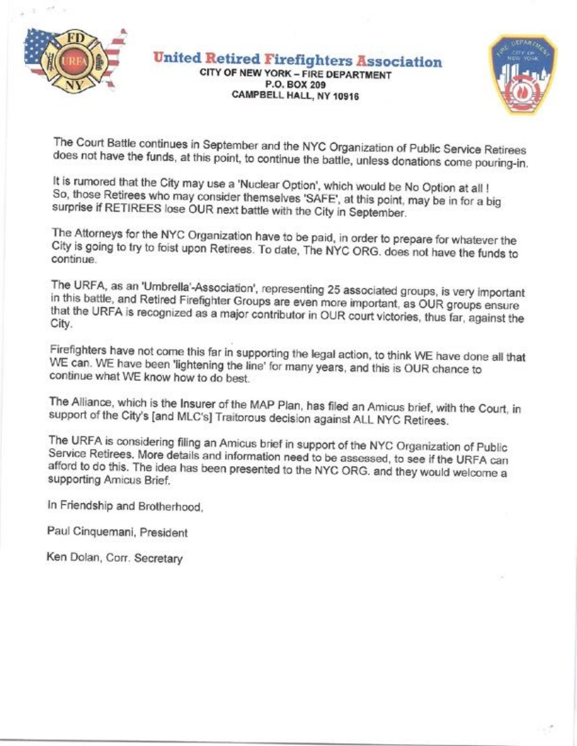# United Retired Firefighters Association

**CITY OF NEW YORK – FIRE DEPARTMENT**
**P.O. BOX 209**
**CAMPBELL HALL, NY 10916**

The Court Battle continues in September and the NYC Organization of Public Service Retirees does not have the funds, at this point, to continue the battle, unless donations come pouring-in.

It is rumored that the City may use a 'Nuclear Option', which would be No Option at all ! So, those Retirees who may consider themselves 'SAFE', at this point, may be in for a big surprise if RETIREES lose OUR next battle with the City in September.

The Attorneys for the NYC Organization have to be paid, in order to prepare for whatever the City is going to try to foist upon Retirees. To date, The NYC ORG. does not have the funds to continue.

The URFA, as an 'Umbrella'-Association', representing 25 associated groups, is very important in this battle, and Retired Firefighter Groups are even more important, as OUR groups ensure that the URFA is recognized as a major contributor in OUR court victories, thus far, against the City.

Firefighters have not come this far in supporting the legal action, to think WE have done all that WE can. WE have been 'lightening the line' for many years, and this is OUR chance to continue what WE know how to do best.

The Alliance, which is the Insurer of the MAP Plan, has filed an Amicus brief, with the Court, in support of the City's [and MLC's] Traitorous decision against ALL NYC Retirees.

The URFA is considering filing an Amicus brief in support of the NYC Organization of Public Service Retirees. More details and information need to be assessed, to see if the URFA can afford to do this. The idea has been presented to the NYC ORG. and they would welcome a supporting Amicus Brief.

In Friendship and Brotherhood,

Paul Cinquemani, President

Ken Dolan, Corr. Secretary